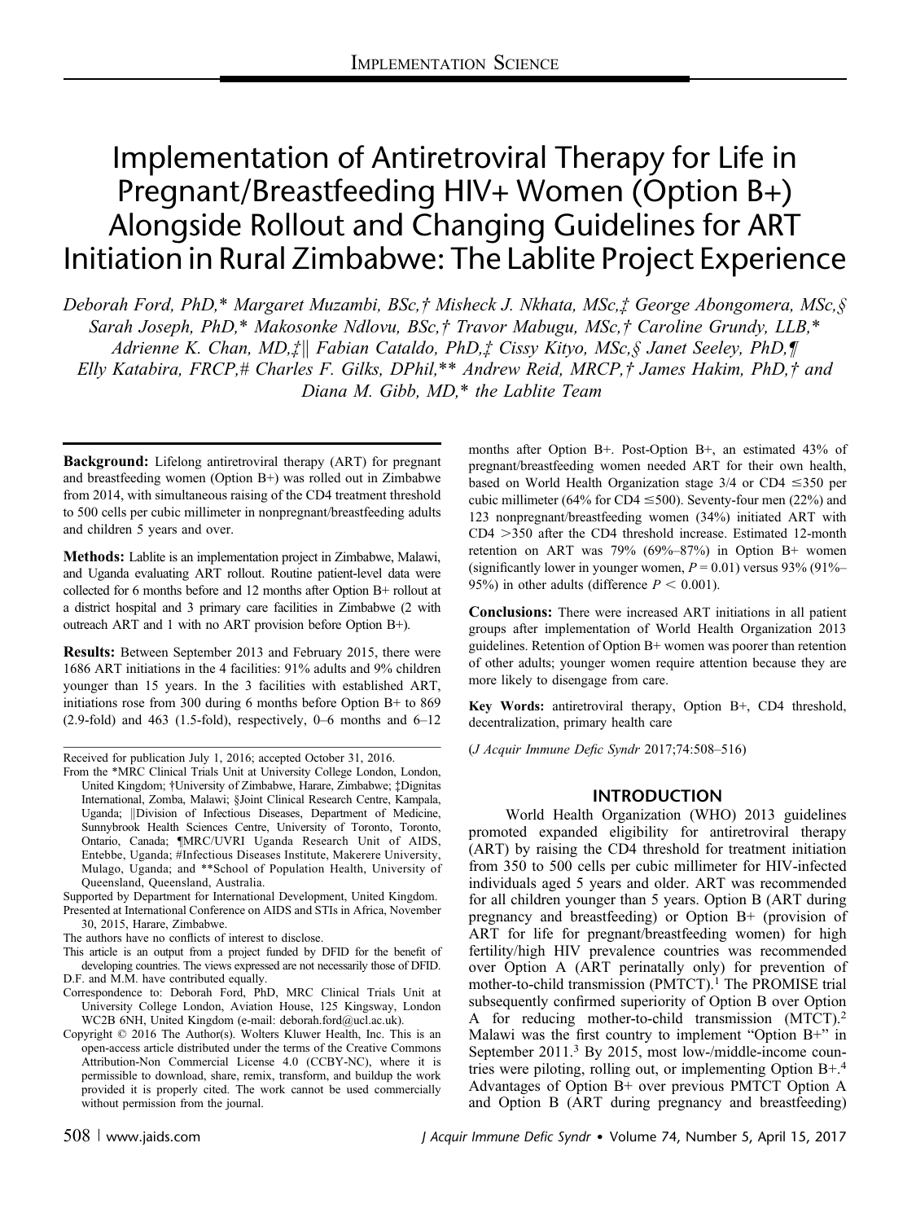# Implementation of Antiretroviral Therapy for Life in Pregnant/Breastfeeding HIV+ Women (Option B+) Alongside Rollout and Changing Guidelines for ART Initiation in Rural Zimbabwe: The Lablite Project Experience

*Deborah Ford, PhD,\* Margaret Muzambi, BSc,† Misheck J. Nkhata, MSc,‡ George Abongomera, MSc,§ Sarah Joseph, PhD,\* Makosonke Ndlovu, BSc,† Travor Mabugu, MSc,† Caroline Grundy, LLB,\* Adrienne K. Chan, MD,‡|| Fabian Cataldo, PhD,‡ Cissy Kityo, MSc,§ Janet Seeley, PhD,¶ Elly Katabira, FRCP,# Charles F. Gilks, DPhil,\*\* Andrew Reid, MRCP,† James Hakim, PhD,† and Diana M. Gibb, MD,\* the Lablite Team*

**Background:** Lifelong antiretroviral therapy (ART) for pregnant and breastfeeding women (Option B+) was rolled out in Zimbabwe from 2014, with simultaneous raising of the CD4 treatment threshold to 500 cells per cubic millimeter in nonpregnant/breastfeeding adults and children 5 years and over.

**Methods:** Lablite is an implementation project in Zimbabwe, Malawi, and Uganda evaluating ART rollout. Routine patient-level data were collected for 6 months before and 12 months after Option B+ rollout at a district hospital and 3 primary care facilities in Zimbabwe (2 with outreach ART and 1 with no ART provision before Option B+).

**Results:** Between September 2013 and February 2015, there were 1686 ART initiations in the 4 facilities: 91% adults and 9% children younger than 15 years. In the 3 facilities with established ART, initiations rose from 300 during 6 months before Option B+ to 869 (2.9-fold) and 463 (1.5-fold), respectively, 0–6 months and 6–12 months after Option B+. Post-Option B+, an estimated 43% of pregnant/breastfeeding women needed ART for their own health, based on World Health Organization stage 3/4 or CD4 ≤350 per cubic millimeter (64% for CD4 ≤500). Seventy-four men (22%) and 123 nonpregnant/breastfeeding women (34%) initiated ART with CD4 >350 after the CD4 threshold increase. Estimated 12-month retention on ART was 79% (69%–87%) in Option B+ women (significantly lower in younger women, $P = 0.01$) versus 93% (91%–95%) in other adults (difference $P < 0.001$).

**Conclusions:** There were increased ART initiations in all patient groups after implementation of World Health Organization 2013 guidelines. Retention of Option B+ women was poorer than retention of other adults; younger women require attention because they are more likely to disengage from care.

**Key Words:** antiretroviral therapy, Option B+, CD4 threshold, decentralization, primary health care

(*J Acquir Immune Defic Syndr* 2017;74:508–516)

Received for publication July 1, 2016; accepted October 31, 2016.

From the \*MRC Clinical Trials Unit at University College London, London, United Kingdom; †University of Zimbabwe, Harare, Zimbabwe; ‡Dignitas International, Zomba, Malawi; §Joint Clinical Research Centre, Kampala, Uganda; ||Division of Infectious Diseases, Department of Medicine, Sunnybrook Health Sciences Centre, University of Toronto, Toronto, Ontario, Canada; ¶MRC/UVRI Uganda Research Unit of AIDS, Entebbe, Uganda; #Infectious Diseases Institute, Makerere University, Mulago, Uganda; and \*\*School of Population Health, University of Queensland, Queensland, Australia.

Supported by Department for International Development, United Kingdom.

Presented at International Conference on AIDS and STIs in Africa, November 30, 2015, Harare, Zimbabwe.

The authors have no conflicts of interest to disclose.

This article is an output from a project funded by DFID for the benefit of developing countries. The views expressed are not necessarily those of DFID.

D.F. and M.M. have contributed equally.

Correspondence to: Deborah Ford, PhD, MRC Clinical Trials Unit at University College London, Aviation House, 125 Kingsway, London WC2B 6NH, United Kingdom (e-mail: deborah.ford@ucl.ac.uk).

Copyright © 2016 The Author(s). Wolters Kluwer Health, Inc. This is an open-access article distributed under the terms of the Creative Commons Attribution-Non Commercial License 4.0 (CCBY-NC), where it is permissible to download, share, remix, transform, and buildup the work provided it is properly cited. The work cannot be used commercially without permission from the journal.

## INTRODUCTION

World Health Organization (WHO) 2013 guidelines promoted expanded eligibility for antiretroviral therapy (ART) by raising the CD4 threshold for treatment initiation from 350 to 500 cells per cubic millimeter for HIV-infected individuals aged 5 years and older. ART was recommended for all children younger than 5 years. Option B (ART during pregnancy and breastfeeding) or Option B+ (provision of ART for life for pregnant/breastfeeding women) for high fertility/high HIV prevalence countries was recommended over Option A (ART perinatally only) for prevention of mother-to-child transmission (PMTCT).[1] The PROMISE trial subsequently confirmed superiority of Option B over Option A for reducing mother-to-child transmission (MTCT).[2] Malawi was the first country to implement "Option B+" in September 2011.[3] By 2015, most low-/middle-income countries were piloting, rolling out, or implementing Option B+.[4] Advantages of Option B+ over previous PMTCT Option A and Option B (ART during pregnancy and breastfeeding)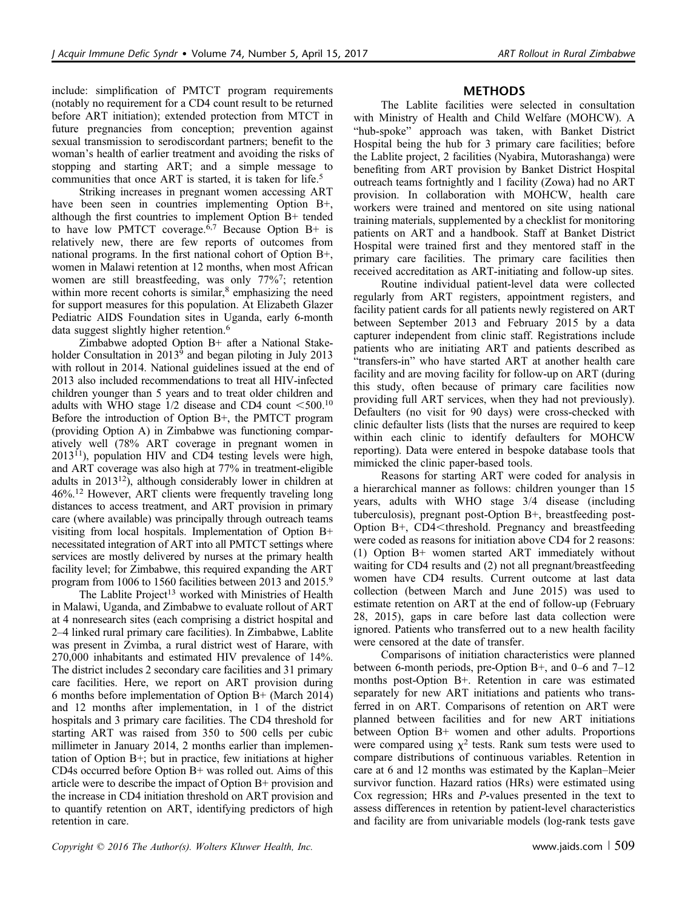include: simplification of PMTCT program requirements (notably no requirement for a CD4 count result to be returned before ART initiation); extended protection from MTCT in future pregnancies from conception; prevention against sexual transmission to serodiscordant partners; benefit to the woman's health of earlier treatment and avoiding the risks of stopping and starting ART; and a simple message to communities that once ART is started, it is taken for life.[5]

Striking increases in pregnant women accessing ART have been seen in countries implementing Option B+, although the first countries to implement Option B+ tended to have low PMTCT coverage.[6,7] Because Option B+ is relatively new, there are few reports of outcomes from national programs. In the first national cohort of Option B+, women in Malawi retention at 12 months, when most African women are still breastfeeding, was only 77%[7]; retention within more recent cohorts is similar,[8] emphasizing the need for support measures for this population. At Elizabeth Glazer Pediatric AIDS Foundation sites in Uganda, early 6-month data suggest slightly higher retention.[6]

Zimbabwe adopted Option B+ after a National Stakeholder Consultation in 2013[9] and began piloting in July 2013 with rollout in 2014. National guidelines issued at the end of 2013 also included recommendations to treat all HIV-infected children younger than 5 years and to treat older children and adults with WHO stage 1/2 disease and CD4 count <500.[10] Before the introduction of Option B+, the PMTCT program (providing Option A) in Zimbabwe was functioning comparatively well (78% ART coverage in pregnant women in 2013[11]), population HIV and CD4 testing levels were high, and ART coverage was also high at 77% in treatment-eligible adults in 2013[12]), although considerably lower in children at 46%.[12] However, ART clients were frequently traveling long distances to access treatment, and ART provision in primary care (where available) was principally through outreach teams visiting from local hospitals. Implementation of Option B+ necessitated integration of ART into all PMTCT settings where services are mostly delivered by nurses at the primary health facility level; for Zimbabwe, this required expanding the ART program from 1006 to 1560 facilities between 2013 and 2015.[9]

The Lablite Project[13] worked with Ministries of Health in Malawi, Uganda, and Zimbabwe to evaluate rollout of ART at 4 nonresearch sites (each comprising a district hospital and 2–4 linked rural primary care facilities). In Zimbabwe, Lablite was present in Zvimba, a rural district west of Harare, with 270,000 inhabitants and estimated HIV prevalence of 14%. The district includes 2 secondary care facilities and 31 primary care facilities. Here, we report on ART provision during 6 months before implementation of Option B+ (March 2014) and 12 months after implementation, in 1 of the district hospitals and 3 primary care facilities. The CD4 threshold for starting ART was raised from 350 to 500 cells per cubic millimeter in January 2014, 2 months earlier than implementation of Option B+; but in practice, few initiations at higher CD4s occurred before Option B+ was rolled out. Aims of this article were to describe the impact of Option B+ provision and the increase in CD4 initiation threshold on ART provision and to quantify retention on ART, identifying predictors of high retention in care.

## METHODS

The Lablite facilities were selected in consultation with Ministry of Health and Child Welfare (MOHCW). A "hub-spoke" approach was taken, with Banket District Hospital being the hub for 3 primary care facilities; before the Lablite project, 2 facilities (Nyabira, Mutorashanga) were benefiting from ART provision by Banket District Hospital outreach teams fortnightly and 1 facility (Zowa) had no ART provision. In collaboration with MOHCW, health care workers were trained and mentored on site using national training materials, supplemented by a checklist for monitoring patients on ART and a handbook. Staff at Banket District Hospital were trained first and they mentored staff in the primary care facilities. The primary care facilities then received accreditation as ART-initiating and follow-up sites.

Routine individual patient-level data were collected regularly from ART registers, appointment registers, and facility patient cards for all patients newly registered on ART between September 2013 and February 2015 by a data capturer independent from clinic staff. Registrations include patients who are initiating ART and patients described as "transfers-in" who have started ART at another health care facility and are moving facility for follow-up on ART (during this study, often because of primary care facilities now providing full ART services, when they had not previously). Defaulters (no visit for 90 days) were cross-checked with clinic defaulter lists (lists that the nurses are required to keep within each clinic to identify defaulters for MOHCW reporting). Data were entered in bespoke database tools that mimicked the clinic paper-based tools.

Reasons for starting ART were coded for analysis in a hierarchical manner as follows: children younger than 15 years, adults with WHO stage 3/4 disease (including tuberculosis), pregnant post-Option B+, breastfeeding post-Option B+, CD4<threshold. Pregnancy and breastfeeding were coded as reasons for initiation above CD4 for 2 reasons: (1) Option B+ women started ART immediately without waiting for CD4 results and (2) not all pregnant/breastfeeding women have CD4 results. Current outcome at last data collection (between March and June 2015) was used to estimate retention on ART at the end of follow-up (February 28, 2015), gaps in care before last data collection were ignored. Patients who transferred out to a new health facility were censored at the date of transfer.

Comparisons of initiation characteristics were planned between 6-month periods, pre-Option B+, and 0–6 and 7–12 months post-Option B+. Retention in care was estimated separately for new ART initiations and patients who transferred in on ART. Comparisons of retention on ART were planned between facilities and for new ART initiations between Option B+ women and other adults. Proportions were compared using $\chi^2$ tests. Rank sum tests were used to compare distributions of continuous variables. Retention in care at 6 and 12 months was estimated by the Kaplan–Meier survivor function. Hazard ratios (HRs) were estimated using Cox regression; HRs and *P*-values presented in the text to assess differences in retention by patient-level characteristics and facility are from univariable models (log-rank tests gave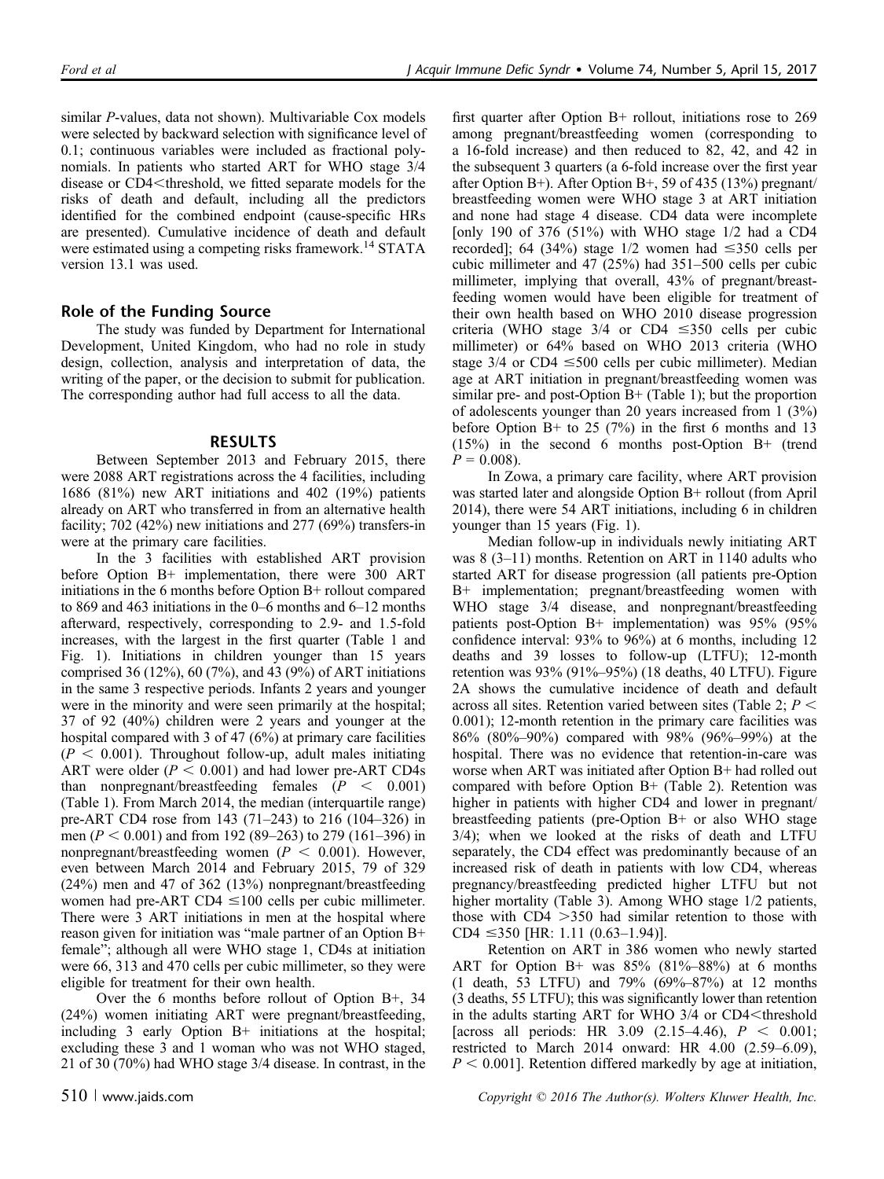similar P-values, data not shown). Multivariable Cox models were selected by backward selection with significance level of 0.1; continuous variables were included as fractional polynomials. In patients who started ART for WHO stage 3/4 disease or CD4<threshold, we fitted separate models for the risks of death and default, including all the predictors identified for the combined endpoint (cause-specific HRs are presented). Cumulative incidence of death and default were estimated using a competing risks framework.[14] STATA version 13.1 was used.

## Role of the Funding Source

The study was funded by Department for International Development, United Kingdom, who had no role in study design, collection, analysis and interpretation of data, the writing of the paper, or the decision to submit for publication. The corresponding author had full access to all the data.

## RESULTS

Between September 2013 and February 2015, there were 2088 ART registrations across the 4 facilities, including 1686 (81%) new ART initiations and 402 (19%) patients already on ART who transferred in from an alternative health facility; 702 (42%) new initiations and 277 (69%) transfers-in were at the primary care facilities.

In the 3 facilities with established ART provision before Option B+ implementation, there were 300 ART initiations in the 6 months before Option B+ rollout compared to 869 and 463 initiations in the 0–6 months and 6–12 months afterward, respectively, corresponding to 2.9- and 1.5-fold increases, with the largest in the first quarter (Table 1 and Fig. 1). Initiations in children younger than 15 years comprised 36 (12%), 60 (7%), and 43 (9%) of ART initiations in the same 3 respective periods. Infants 2 years and younger were in the minority and were seen primarily at the hospital; 37 of 92 (40%) children were 2 years and younger at the hospital compared with 3 of 47 (6%) at primary care facilities ($P < 0.001$). Throughout follow-up, adult males initiating ART were older ($P < 0.001$) and had lower pre-ART CD4s than nonpregnant/breastfeeding females ($P < 0.001$) (Table 1). From March 2014, the median (interquartile range) pre-ART CD4 rose from 143 (71–243) to 216 (104–326) in men ($P < 0.001$) and from 192 (89–263) to 279 (161–396) in nonpregnant/breastfeeding women ($P < 0.001$). However, even between March 2014 and February 2015, 79 of 329 (24%) men and 47 of 362 (13%) nonpregnant/breastfeeding women had pre-ART CD4 ≤100 cells per cubic millimeter. There were 3 ART initiations in men at the hospital where reason given for initiation was "male partner of an Option B+ female"; although all were WHO stage 1, CD4s at initiation were 66, 313 and 470 cells per cubic millimeter, so they were eligible for treatment for their own health.

Over the 6 months before rollout of Option B+, 34 (24%) women initiating ART were pregnant/breastfeeding, including 3 early Option B+ initiations at the hospital; excluding these 3 and 1 woman who was not WHO staged, 21 of 30 (70%) had WHO stage 3/4 disease. In contrast, in the first quarter after Option B+ rollout, initiations rose to 269 among pregnant/breastfeeding women (corresponding to a 16-fold increase) and then reduced to 82, 42, and 42 in the subsequent 3 quarters (a 6-fold increase over the first year after Option B+). After Option B+, 59 of 435 (13%) pregnant/breastfeeding women were WHO stage 3 at ART initiation and none had stage 4 disease. CD4 data were incomplete [only 190 of 376 (51%) with WHO stage 1/2 had a CD4 recorded]; 64 (34%) stage 1/2 women had ≤350 cells per cubic millimeter and 47 (25%) had 351–500 cells per cubic millimeter, implying that overall, 43% of pregnant/breastfeeding women would have been eligible for treatment of their own health based on WHO 2010 disease progression criteria (WHO stage 3/4 or CD4 ≤350 cells per cubic millimeter) or 64% based on WHO 2013 criteria (WHO stage 3/4 or CD4 ≤500 cells per cubic millimeter). Median age at ART initiation in pregnant/breastfeeding women was similar pre- and post-Option B+ (Table 1); but the proportion of adolescents younger than 20 years increased from 1 (3%) before Option B+ to 25 (7%) in the first 6 months and 13 (15%) in the second 6 months post-Option B+ (trend $P = 0.008$).

In Zowa, a primary care facility, where ART provision was started later and alongside Option B+ rollout (from April 2014), there were 54 ART initiations, including 6 in children younger than 15 years (Fig. 1).

Median follow-up in individuals newly initiating ART was 8 (3–11) months. Retention on ART in 1140 adults who started ART for disease progression (all patients pre-Option B+ implementation; pregnant/breastfeeding women with WHO stage 3/4 disease, and nonpregnant/breastfeeding patients post-Option B+ implementation) was 95% (95% confidence interval: 93% to 96%) at 6 months, including 12 deaths and 39 losses to follow-up (LTFU); 12-month retention was 93% (91%–95%) (18 deaths, 40 LTFU). Figure 2A shows the cumulative incidence of death and default across all sites. Retention varied between sites (Table 2; $P < 0.001$); 12-month retention in the primary care facilities was 86% (80%–90%) compared with 98% (96%–99%) at the hospital. There was no evidence that retention-in-care was worse when ART was initiated after Option B+ had rolled out compared with before Option B+ (Table 2). Retention was higher in patients with higher CD4 and lower in pregnant/breastfeeding patients (pre-Option B+ or also WHO stage 3/4); when we looked at the risks of death and LTFU separately, the CD4 effect was predominantly because of an increased risk of death in patients with low CD4, whereas pregnancy/breastfeeding predicted higher LTFU but not higher mortality (Table 3). Among WHO stage 1/2 patients, those with CD4 >350 had similar retention to those with CD4 ≤350 [HR: 1.11 (0.63–1.94)].

Retention on ART in 386 women who newly started ART for Option B+ was 85% (81%–88%) at 6 months (1 death, 53 LTFU) and 79% (69%–87%) at 12 months (3 deaths, 55 LTFU); this was significantly lower than retention in the adults starting ART for WHO 3/4 or CD4<threshold [across all periods: HR 3.09 (2.15–4.46), $P < 0.001$; restricted to March 2014 onward: HR 4.00 (2.59–6.09), $P < 0.001$]. Retention differed markedly by age at initiation,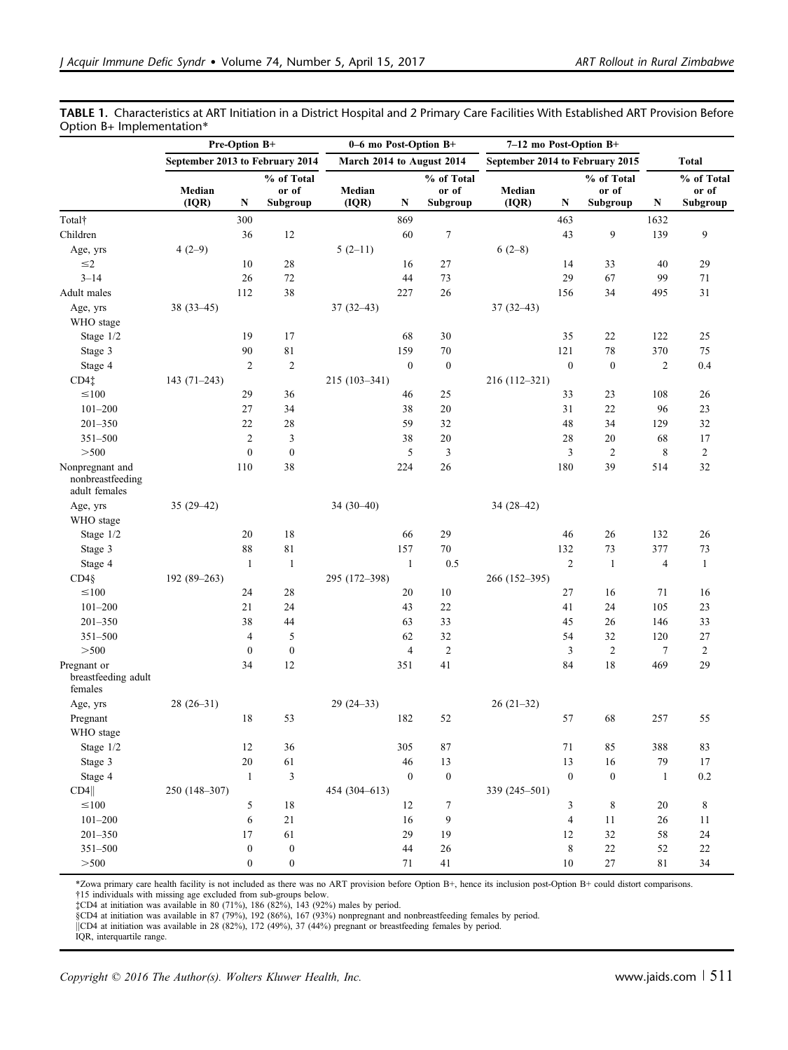**TABLE 1.** Characteristics at ART Initiation in a District Hospital and 2 Primary Care Facilities With Established ART Provision Before Option B+ Implementation*

| | Pre-Option B+ | | | 0–6 mo Post-Option B+ | | | 7–12 mo Post-Option B+ | | | Total | |
|---|---|---|---|---|---|---|---|---|---|---|---|
| | September 2013 to February 2014 | | | March 2014 to August 2014 | | | September 2014 to February 2015 | | | | |
| | Median (IQR) | N | % of Total or of Subgroup | Median (IQR) | N | % of Total or of Subgroup | Median (IQR) | N | % of Total or of Subgroup | N | % of Total or of Subgroup |
| Total† | | 300 | | | 869 | | | 463 | | 1632 | |
| Children | | 36 | 12 | | 60 | 7 | | 43 | 9 | 139 | 9 |
| Age, yrs | 4 (2–9) | | | 5 (2–11) | | | 6 (2–8) | | | | |
| ≤2 | | 10 | 28 | | 16 | 27 | | 14 | 33 | 40 | 29 |
| 3–14 | | 26 | 72 | | 44 | 73 | | 29 | 67 | 99 | 71 |
| Adult males | | 112 | 38 | | 227 | 26 | | 156 | 34 | 495 | 31 |
| Age, yrs | 38 (33–45) | | | 37 (32–43) | | | 37 (32–43) | | | | |
| WHO stage | | | | | | | | | | | |
| Stage 1/2 | | 19 | 17 | | 68 | 30 | | 35 | 22 | 122 | 25 |
| Stage 3 | | 90 | 81 | | 159 | 70 | | 121 | 78 | 370 | 75 |
| Stage 4 | | 2 | 2 | | 0 | 0 | | 0 | 0 | 2 | 0.4 |
| CD4‡ | 143 (71–243) | | | 215 (103–341) | | | 216 (112–321) | | | | |
| ≤100 | | 29 | 36 | | 46 | 25 | | 33 | 23 | 108 | 26 |
| 101–200 | | 27 | 34 | | 38 | 20 | | 31 | 22 | 96 | 23 |
| 201–350 | | 22 | 28 | | 59 | 32 | | 48 | 34 | 129 | 32 |
| 351–500 | | 2 | 3 | | 38 | 20 | | 28 | 20 | 68 | 17 |
| >500 | | 0 | 0 | | 5 | 3 | | 3 | 2 | 8 | 2 |
| Nonpregnant and nonbreastfeeding adult females | | 110 | 38 | | 224 | 26 | | 180 | 39 | 514 | 32 |
| Age, yrs | 35 (29–42) | | | 34 (30–40) | | | 34 (28–42) | | | | |
| WHO stage | | | | | | | | | | | |
| Stage 1/2 | | 20 | 18 | | 66 | 29 | | 46 | 26 | 132 | 26 |
| Stage 3 | | 88 | 81 | | 157 | 70 | | 132 | 73 | 377 | 73 |
| Stage 4 | | 1 | 1 | | 1 | 0.5 | | 2 | 1 | 4 | 1 |
| CD4§ | 192 (89–263) | | | 295 (172–398) | | | 266 (152–395) | | | | |
| ≤100 | | 24 | 28 | | 20 | 10 | | 27 | 16 | 71 | 16 |
| 101–200 | | 21 | 24 | | 43 | 22 | | 41 | 24 | 105 | 23 |
| 201–350 | | 38 | 44 | | 63 | 33 | | 45 | 26 | 146 | 33 |
| 351–500 | | 4 | 5 | | 62 | 32 | | 54 | 32 | 120 | 27 |
| >500 | | 0 | 0 | | 4 | 2 | | 3 | 2 | 7 | 2 |
| Pregnant or breastfeeding adult females | | 34 | 12 | | 351 | 41 | | 84 | 18 | 469 | 29 |
| Age, yrs | 28 (26–31) | | | 29 (24–33) | | | 26 (21–32) | | | | |
| Pregnant | | 18 | 53 | | 182 | 52 | | 57 | 68 | 257 | 55 |
| WHO stage | | | | | | | | | | | |
| Stage 1/2 | | 12 | 36 | | 305 | 87 | | 71 | 85 | 388 | 83 |
| Stage 3 | | 20 | 61 | | 46 | 13 | | 13 | 16 | 79 | 17 |
| Stage 4 | | 1 | 3 | | 0 | 0 | | 0 | 0 | 1 | 0.2 |
| CD4‖ | 250 (148–307) | | | 454 (304–613) | | | 339 (245–501) | | | | |
| ≤100 | | 5 | 18 | | 12 | 7 | | 3 | 8 | 20 | 8 |
| 101–200 | | 6 | 21 | | 16 | 9 | | 4 | 11 | 26 | 11 |
| 201–350 | | 17 | 61 | | 29 | 19 | | 12 | 32 | 58 | 24 |
| 351–500 | | 0 | 0 | | 44 | 26 | | 8 | 22 | 52 | 22 |
| >500 | | 0 | 0 | | 71 | 41 | | 10 | 27 | 81 | 34 |

*Zowa primary care health facility is not included as there was no ART provision before Option B+, hence its inclusion post-Option B+ could distort comparisons.

†15 individuals with missing age excluded from sub-groups below.

‡CD4 at initiation was available in 80 (71%), 186 (82%), 143 (92%) males by period.

§CD4 at initiation was available in 87 (79%), 192 (86%), 167 (93%) nonpregnant and nonbreastfeeding females by period.

‖CD4 at initiation was available in 28 (82%), 172 (49%), 37 (44%) pregnant or breastfeeding females by period.

IQR, interquartile range.

Copyright © 2016 The Author(s). Wolters Kluwer Health, Inc.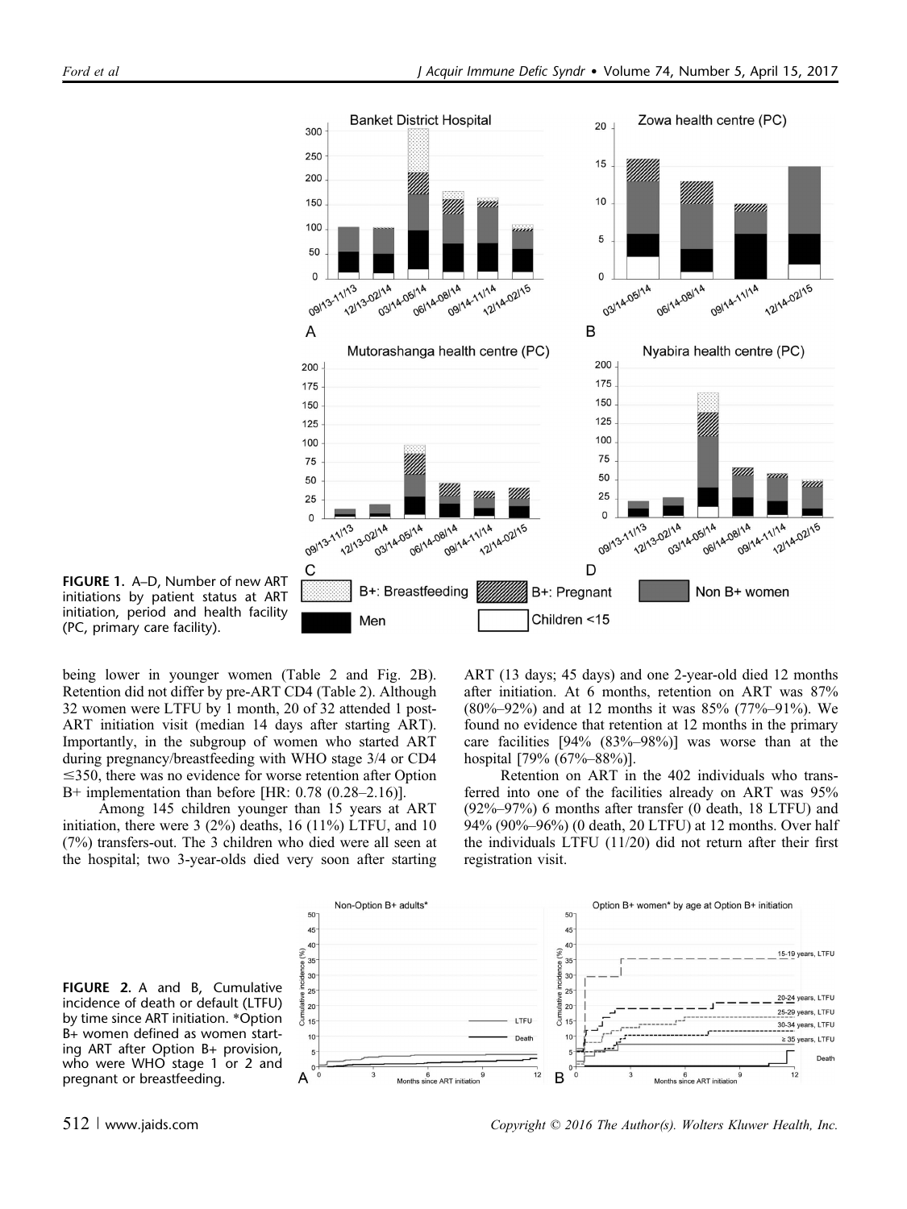FIGURE 1. A–D, Number of new ART initiations by patient status at ART initiation, period and health facility (PC, primary care facility).

being lower in younger women (Table 2 and Fig. 2B). Retention did not differ by pre-ART CD4 (Table 2). Although 32 women were LTFU by 1 month, 20 of 32 attended 1 post-ART initiation visit (median 14 days after starting ART). Importantly, in the subgroup of women who started ART during pregnancy/breastfeeding with WHO stage 3/4 or CD4 ≤350, there was no evidence for worse retention after Option B+ implementation than before [HR: 0.78 (0.28–2.16)].

Among 145 children younger than 15 years at ART initiation, there were 3 (2%) deaths, 16 (11%) LTFU, and 10 (7%) transfers-out. The 3 children who died were all seen at the hospital; two 3-year-olds died very soon after starting ART (13 days; 45 days) and one 2-year-old died 12 months after initiation. At 6 months, retention on ART was 87% (80%–92%) and at 12 months it was 85% (77%–91%). We found no evidence that retention at 12 months in the primary care facilities [94% (83%–98%)] was worse than at the hospital [79% (67%–88%)].

Retention on ART in the 402 individuals who transferred into one of the facilities already on ART was 95% (92%–97%) 6 months after transfer (0 death, 18 LTFU) and 94% (90%–96%) (0 death, 20 LTFU) at 12 months. Over half the individuals LTFU (11/20) did not return after their first registration visit.

FIGURE 2. A and B, Cumulative incidence of death or default (LTFU) by time since ART initiation. *Option B+ women defined as women starting ART after Option B+ provision, who were WHO stage 1 or 2 and pregnant or breastfeeding.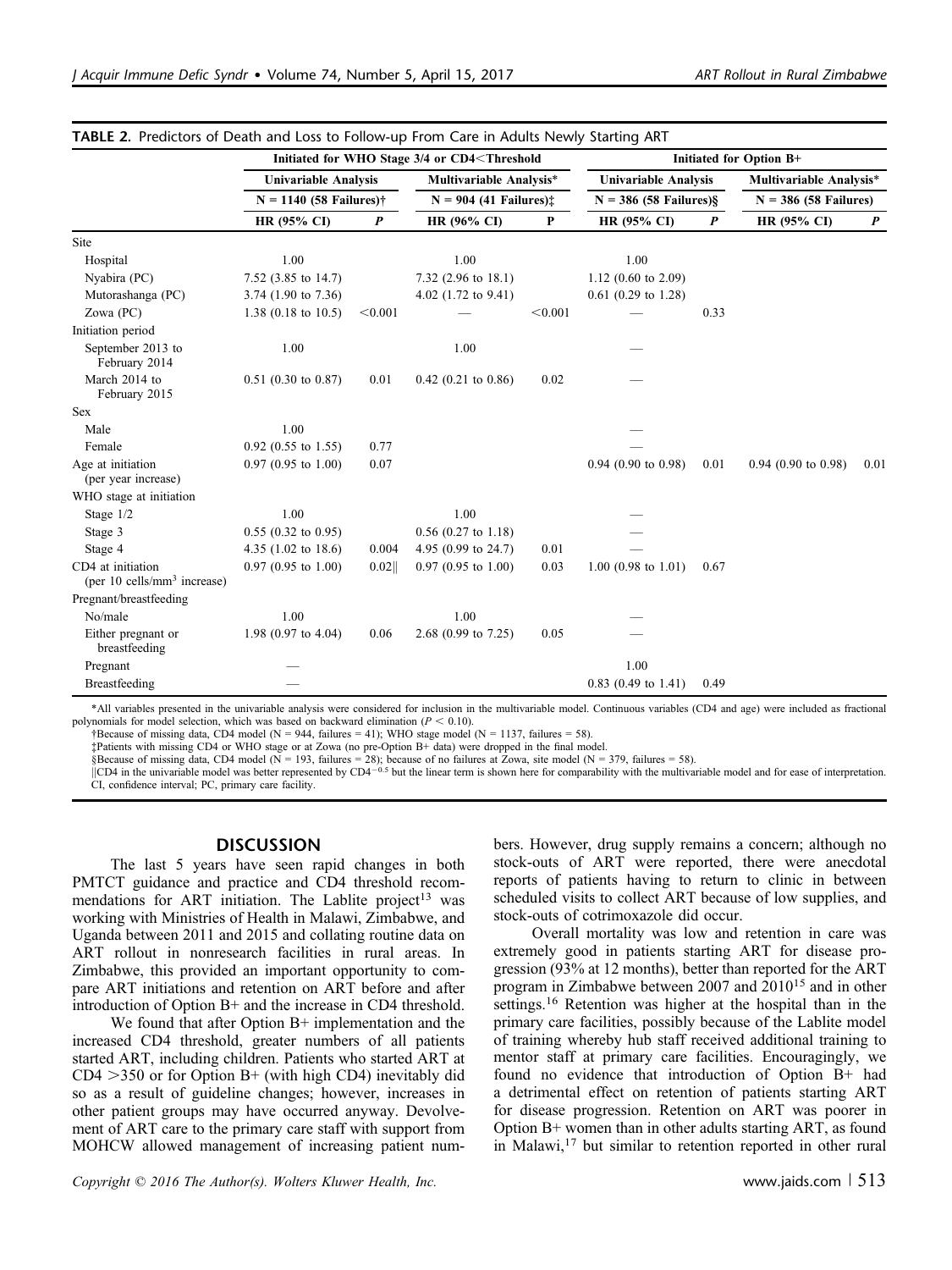**TABLE 2.** Predictors of Death and Loss to Follow-up From Care in Adults Newly Starting ART

| | Initiated for WHO Stage 3/4 or CD4<Threshold | | | | Initiated for Option B+ | | | |
|---|---|---|---|---|---|---|---|---|
| | Univariable Analysis | | Multivariable Analysis* | | Univariable Analysis | | Multivariable Analysis* | |
| | N = 1140 (58 Failures)† | | N = 904 (41 Failures)‡ | | N = 386 (58 Failures)§ | | N = 386 (58 Failures) | |
| | HR (95% CI) | *P* | HR (96% CI) | P | HR (95% CI) | *P* | HR (95% CI) | *P* |
| Site | | | | | | | | |
| Hospital | 1.00 | | 1.00 | | 1.00 | | | |
| Nyabira (PC) | 7.52 (3.85 to 14.7) | | 7.32 (2.96 to 18.1) | | 1.12 (0.60 to 2.09) | | | |
| Mutorashanga (PC) | 3.74 (1.90 to 7.36) | | 4.02 (1.72 to 9.41) | | 0.61 (0.29 to 1.28) | | | |
| Zowa (PC) | 1.38 (0.18 to 10.5) | <0.001 | — | <0.001 | — | 0.33 | | |
| Initiation period | | | | | | | | |
| September 2013 to February 2014 | 1.00 | | 1.00 | | — | | | |
| March 2014 to February 2015 | 0.51 (0.30 to 0.87) | 0.01 | 0.42 (0.21 to 0.86) | 0.02 | — | | | |
| Sex | | | | | | | | |
| Male | 1.00 | | | | — | | | |
| Female | 0.92 (0.55 to 1.55) | 0.77 | | | — | | | |
| Age at initiation (per year increase) | 0.97 (0.95 to 1.00) | 0.07 | | | 0.94 (0.90 to 0.98) | 0.01 | 0.94 (0.90 to 0.98) | 0.01 |
| WHO stage at initiation | | | | | | | | |
| Stage 1/2 | 1.00 | | 1.00 | | — | | | |
| Stage 3 | 0.55 (0.32 to 0.95) | | 0.56 (0.27 to 1.18) | | — | | | |
| Stage 4 | 4.35 (1.02 to 18.6) | 0.004 | 4.95 (0.99 to 24.7) | 0.01 | — | | | |
| CD4 at initiation (per 10 cells/mm$^3$ increase) | 0.97 (0.95 to 1.00) | 0.02‖ | 0.97 (0.95 to 1.00) | 0.03 | 1.00 (0.98 to 1.01) | 0.67 | | |
| Pregnant/breastfeeding | | | | | | | | |
| No/male | 1.00 | | 1.00 | | — | | | |
| Either pregnant or breastfeeding | 1.98 (0.97 to 4.04) | 0.06 | 2.68 (0.99 to 7.25) | 0.05 | — | | | |
| Pregnant | — | | | | 1.00 | | | |
| Breastfeeding | — | | | | 0.83 (0.49 to 1.41) | 0.49 | | |

*All variables presented in the univariable analysis were considered for inclusion in the multivariable model. Continuous variables (CD4 and age) were included as fractional polynomials for model selection, which was based on backward elimination ($P < 0.10$).

†Because of missing data, CD4 model (N = 944, failures = 41); WHO stage model (N = 1137, failures = 58).

‡Patients with missing CD4 or WHO stage or at Zowa (no pre-Option B+ data) were dropped in the final model.

§Because of missing data, CD4 model (N = 193, failures = 28); because of no failures at Zowa, site model (N = 379, failures = 58).

‖CD4 in the univariable model was better represented by CD4$^{-0.5}$ but the linear term is shown here for comparability with the multivariable model and for ease of interpretation.

CI, confidence interval; PC, primary care facility.

## DISCUSSION

The last 5 years have seen rapid changes in both PMTCT guidance and practice and CD4 threshold recommendations for ART initiation. The Lablite project[13] was working with Ministries of Health in Malawi, Zimbabwe, and Uganda between 2011 and 2015 and collating routine data on ART rollout in nonresearch facilities in rural areas. In Zimbabwe, this provided an important opportunity to compare ART initiations and retention on ART before and after introduction of Option B+ and the increase in CD4 threshold.

We found that after Option B+ implementation and the increased CD4 threshold, greater numbers of all patients started ART, including children. Patients who started ART at CD4 >350 or for Option B+ (with high CD4) inevitably did so as a result of guideline changes; however, increases in other patient groups may have occurred anyway. Devolvement of ART care to the primary care staff with support from MOHCW allowed management of increasing patient numbers. However, drug supply remains a concern; although no stock-outs of ART were reported, there were anecdotal reports of patients having to return to clinic in between scheduled visits to collect ART because of low supplies, and stock-outs of cotrimoxazole did occur.

Overall mortality was low and retention in care was extremely good in patients starting ART for disease progression (93% at 12 months), better than reported for the ART program in Zimbabwe between 2007 and 2010[15] and in other settings.[16] Retention was higher at the hospital than in the primary care facilities, possibly because of the Lablite model of training whereby hub staff received additional training to mentor staff at primary care facilities. Encouragingly, we found no evidence that introduction of Option B+ had a detrimental effect on retention of patients starting ART for disease progression. Retention on ART was poorer in Option B+ women than in other adults starting ART, as found in Malawi,[17] but similar to retention reported in other rural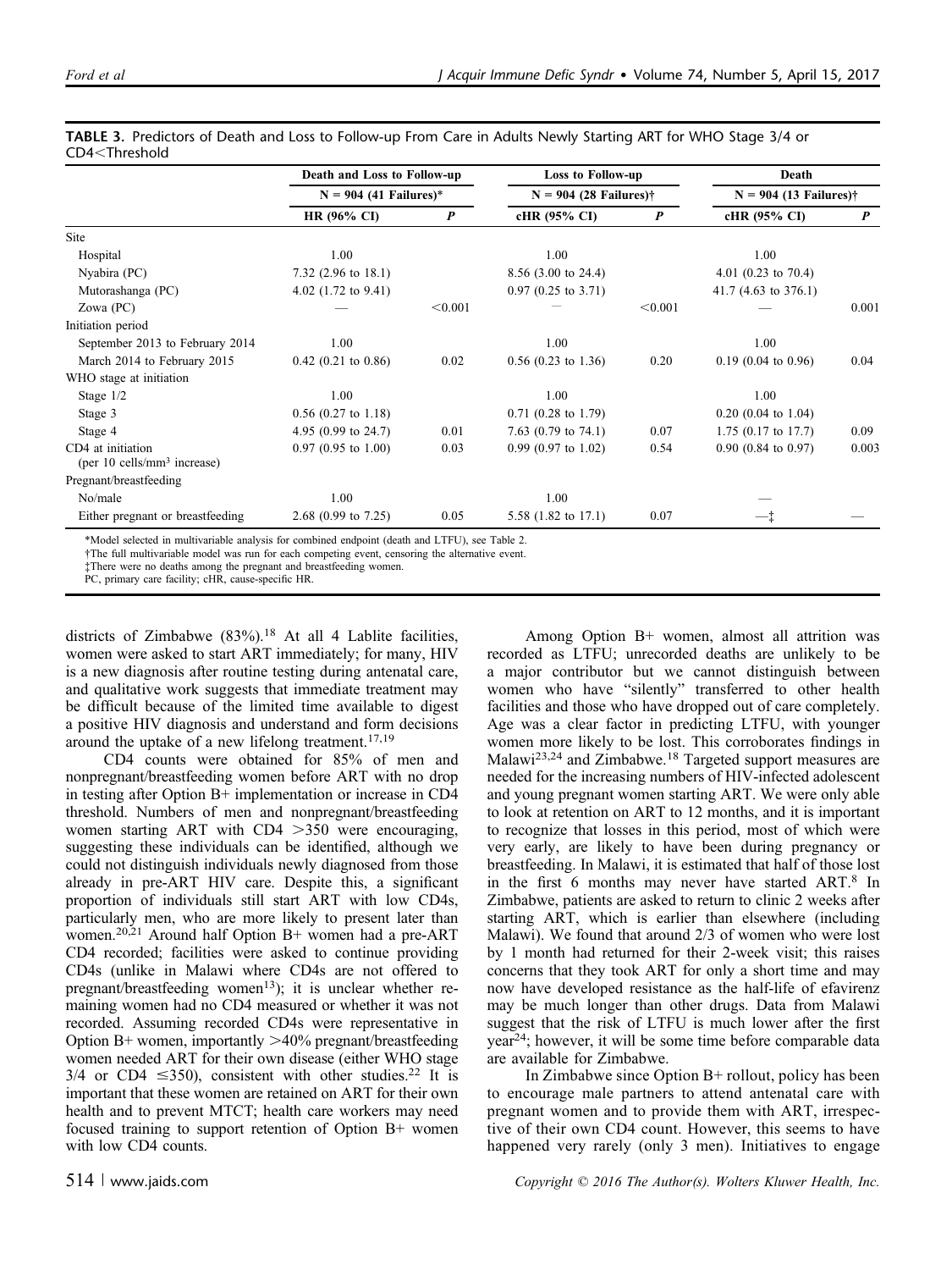**TABLE 3.** Predictors of Death and Loss to Follow-up From Care in Adults Newly Starting ART for WHO Stage 3/4 or CD4<Threshold

| | Death and Loss to Follow-up | | Loss to Follow-up | | Death | |
|---|---|---|---|---|---|---|
| | N = 904 (41 Failures)* | | N = 904 (28 Failures)† | | N = 904 (13 Failures)† | |
| | HR (96% CI) | *P* | cHR (95% CI) | *P* | cHR (95% CI) | *P* |
| Site | | | | | | |
| Hospital | 1.00 | | 1.00 | | 1.00 | |
| Nyabira (PC) | 7.32 (2.96 to 18.1) | | 8.56 (3.00 to 24.4) | | 4.01 (0.23 to 70.4) | |
| Mutorashanga (PC) | 4.02 (1.72 to 9.41) | | 0.97 (0.25 to 3.71) | | 41.7 (4.63 to 376.1) | |
| Zowa (PC) | — | <0.001 | — | <0.001 | — | 0.001 |
| Initiation period | | | | | | |
| September 2013 to February 2014 | 1.00 | | 1.00 | | 1.00 | |
| March 2014 to February 2015 | 0.42 (0.21 to 0.86) | 0.02 | 0.56 (0.23 to 1.36) | 0.20 | 0.19 (0.04 to 0.96) | 0.04 |
| WHO stage at initiation | | | | | | |
| Stage 1/2 | 1.00 | | 1.00 | | 1.00 | |
| Stage 3 | 0.56 (0.27 to 1.18) | | 0.71 (0.28 to 1.79) | | 0.20 (0.04 to 1.04) | |
| Stage 4 | 4.95 (0.99 to 24.7) | 0.01 | 7.63 (0.79 to 74.1) | 0.07 | 1.75 (0.17 to 17.7) | 0.09 |
| CD4 at initiation (per 10 cells/mm$^3$ increase) | 0.97 (0.95 to 1.00) | 0.03 | 0.99 (0.97 to 1.02) | 0.54 | 0.90 (0.84 to 0.97) | 0.003 |
| Pregnant/breastfeeding | | | | | | |
| No/male | 1.00 | | 1.00 | | — | |
| Either pregnant or breastfeeding | 2.68 (0.99 to 7.25) | 0.05 | 5.58 (1.82 to 17.1) | 0.07 | —‡ | — |

*Model selected in multivariable analysis for combined endpoint (death and LTFU), see Table 2.
†The full multivariable model was run for each competing event, censoring the alternative event.
‡There were no deaths among the pregnant and breastfeeding women.
PC, primary care facility; cHR, cause-specific HR.

districts of Zimbabwe (83%).[18] At all 4 Lablite facilities, women were asked to start ART immediately; for many, HIV is a new diagnosis after routine testing during antenatal care, and qualitative work suggests that immediate treatment may be difficult because of the limited time available to digest a positive HIV diagnosis and understand and form decisions around the uptake of a new lifelong treatment.[17,19]

CD4 counts were obtained for 85% of men and nonpregnant/breastfeeding women before ART with no drop in testing after Option B+ implementation or increase in CD4 threshold. Numbers of men and nonpregnant/breastfeeding women starting ART with CD4 >350 were encouraging, suggesting these individuals can be identified, although we could not distinguish individuals newly diagnosed from those already in pre-ART HIV care. Despite this, a significant proportion of individuals still start ART with low CD4s, particularly men, who are more likely to present later than women.[20,21] Around half Option B+ women had a pre-ART CD4 recorded; facilities were asked to continue providing CD4s (unlike in Malawi where CD4s are not offered to pregnant/breastfeeding women[13]); it is unclear whether remaining women had no CD4 measured or whether it was not recorded. Assuming recorded CD4s were representative in Option B+ women, importantly >40% pregnant/breastfeeding women needed ART for their own disease (either WHO stage 3/4 or CD4 ≤350), consistent with other studies.[22] It is important that these women are retained on ART for their own health and to prevent MTCT; health care workers may need focused training to support retention of Option B+ women with low CD4 counts.

Among Option B+ women, almost all attrition was recorded as LTFU; unrecorded deaths are unlikely to be a major contributor but we cannot distinguish between women who have "silently" transferred to other health facilities and those who have dropped out of care completely. Age was a clear factor in predicting LTFU, with younger women more likely to be lost. This corroborates findings in Malawi[23,24] and Zimbabwe.[18] Targeted support measures are needed for the increasing numbers of HIV-infected adolescent and young pregnant women starting ART. We were only able to look at retention on ART to 12 months, and it is important to recognize that losses in this period, most of which were very early, are likely to have been during pregnancy or breastfeeding. In Malawi, it is estimated that half of those lost in the first 6 months may never have started ART.[8] In Zimbabwe, patients are asked to return to clinic 2 weeks after starting ART, which is earlier than elsewhere (including Malawi). We found that around 2/3 of women who were lost by 1 month had returned for their 2-week visit; this raises concerns that they took ART for only a short time and may now have developed resistance as the half-life of efavirenz may be much longer than other drugs. Data from Malawi suggest that the risk of LTFU is much lower after the first year[24]; however, it will be some time before comparable data are available for Zimbabwe.

In Zimbabwe since Option B+ rollout, policy has been to encourage male partners to attend antenatal care with pregnant women and to provide them with ART, irrespective of their own CD4 count. However, this seems to have happened very rarely (only 3 men). Initiatives to engage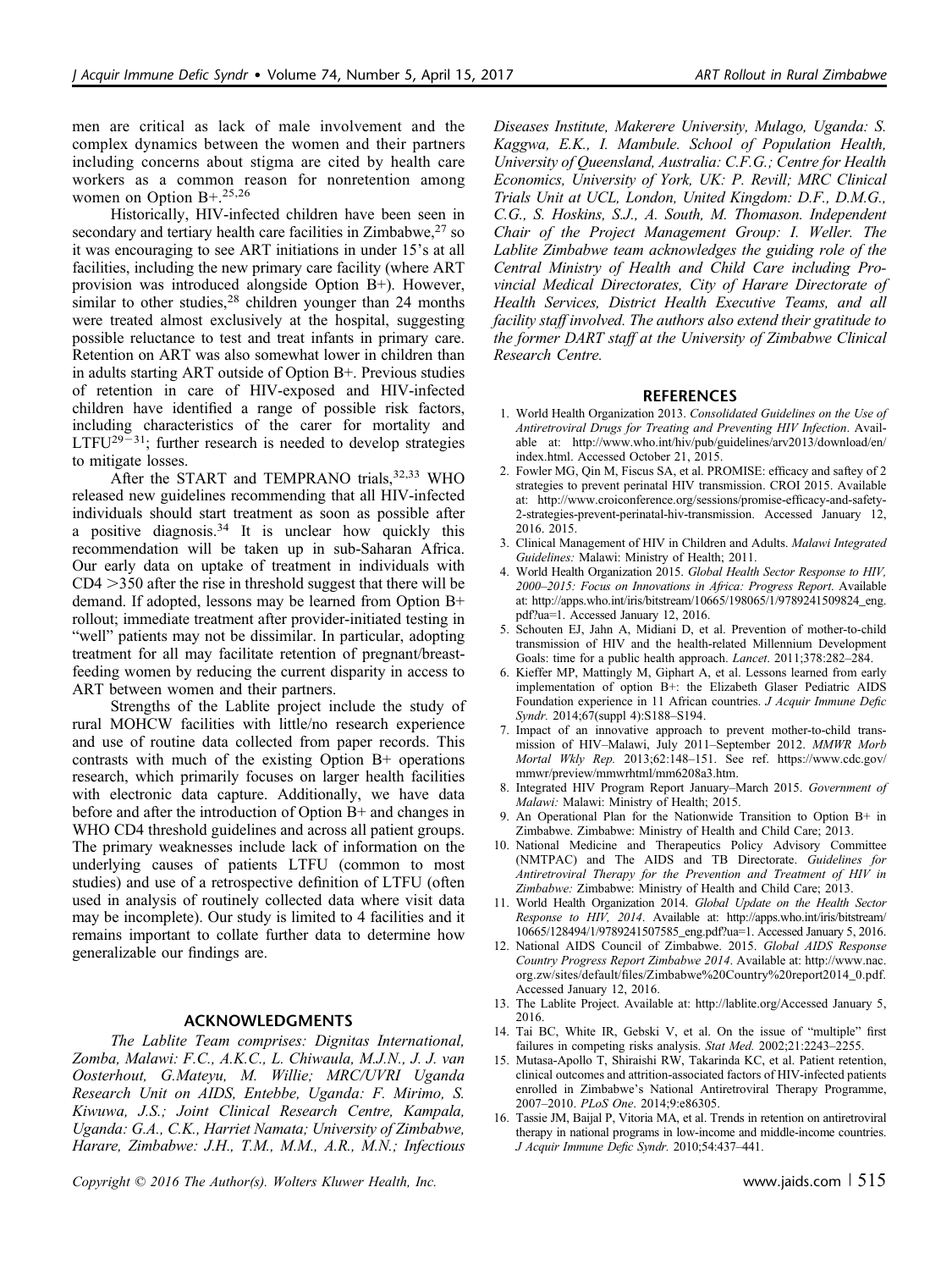men are critical as lack of male involvement and the complex dynamics between the women and their partners including concerns about stigma are cited by health care workers as a common reason for nonretention among women on Option B+.[25,26]

Historically, HIV-infected children have been seen in secondary and tertiary health care facilities in Zimbabwe,[27] so it was encouraging to see ART initiations in under 15's at all facilities, including the new primary care facility (where ART provision was introduced alongside Option B+). However, similar to other studies,[28] children younger than 24 months were treated almost exclusively at the hospital, suggesting possible reluctance to test and treat infants in primary care. Retention on ART was also somewhat lower in children than in adults starting ART outside of Option B+. Previous studies of retention in care of HIV-exposed and HIV-infected children have identified a range of possible risk factors, including characteristics of the carer for mortality and LTFU[29–31]; further research is needed to develop strategies to mitigate losses.

After the START and TEMPRANO trials,[32,33] WHO released new guidelines recommending that all HIV-infected individuals should start treatment as soon as possible after a positive diagnosis.[34] It is unclear how quickly this recommendation will be taken up in sub-Saharan Africa. Our early data on uptake of treatment in individuals with CD4 >350 after the rise in threshold suggest that there will be demand. If adopted, lessons may be learned from Option B+ rollout; immediate treatment after provider-initiated testing in "well" patients may not be dissimilar. In particular, adopting treatment for all may facilitate retention of pregnant/breastfeeding women by reducing the current disparity in access to ART between women and their partners.

Strengths of the Lablite project include the study of rural MOHCW facilities with little/no research experience and use of routine data collected from paper records. This contrasts with much of the existing Option B+ operations research, which primarily focuses on larger health facilities with electronic data capture. Additionally, we have data before and after the introduction of Option B+ and changes in WHO CD4 threshold guidelines and across all patient groups. The primary weaknesses include lack of information on the underlying causes of patients LTFU (common to most studies) and use of a retrospective definition of LTFU (often used in analysis of routinely collected data where visit data may be incomplete). Our study is limited to 4 facilities and it remains important to collate further data to determine how generalizable our findings are.

## ACKNOWLEDGMENTS

*The Lablite Team comprises: Dignitas International, Zomba, Malawi: F.C., A.K.C., L. Chiwaula, M.J.N., J. J. van Oosterhout, G.Mateyu, M. Willie; MRC/UVRI Uganda Research Unit on AIDS, Entebbe, Uganda: F. Mirimo, S. Kiwuwa, J.S.; Joint Clinical Research Centre, Kampala, Uganda: G.A., C.K., Harriet Namata; University of Zimbabwe, Harare, Zimbabwe: J.H., T.M., M.M., A.R., M.N.; Infectious Diseases Institute, Makerere University, Mulago, Uganda: S. Kaggwa, E.K., I. Mambule. School of Population Health, University of Queensland, Australia: C.F.G.; Centre for Health Economics, University of York, UK: P. Revill; MRC Clinical Trials Unit at UCL, London, United Kingdom: D.F., D.M.G., C.G., S. Hoskins, S.J., A. South, M. Thomason. Independent Chair of the Project Management Group: I. Weller. The Lablite Zimbabwe team acknowledges the guiding role of the Central Ministry of Health and Child Care including Provincial Medical Directorates, City of Harare Directorate of Health Services, District Health Executive Teams, and all facility staff involved. The authors also extend their gratitude to the former DART staff at the University of Zimbabwe Clinical Research Centre.*

## REFERENCES

1. World Health Organization 2013. *Consolidated Guidelines on the Use of Antiretroviral Drugs for Treating and Preventing HIV Infection*. Available at: http://www.who.int/hiv/pub/guidelines/arv2013/download/en/index.html. Accessed October 21, 2015.
2. Fowler MG, Qin M, Fiscus SA, et al. PROMISE: efficacy and saftey of 2 strategies to prevent perinatal HIV transmission. CROI 2015. Available at: http://www.croiconference.org/sessions/promise-efficacy-and-safety-2-strategies-prevent-perinatal-hiv-transmission. Accessed January 12, 2016. 2015.
3. Clinical Management of HIV in Children and Adults. *Malawi Integrated Guidelines:* Malawi: Ministry of Health; 2011.
4. World Health Organization 2015. *Global Health Sector Response to HIV, 2000–2015: Focus on Innovations in Africa: Progress Report*. Available at: http://apps.who.int/iris/bitstream/10665/198065/1/9789241509824_eng.pdf?ua=1. Accessed January 12, 2016.
5. Schouten EJ, Jahn A, Midiani D, et al. Prevention of mother-to-child transmission of HIV and the health-related Millennium Development Goals: time for a public health approach. *Lancet*. 2011;378:282–284.
6. Kieffer MP, Mattingly M, Giphart A, et al. Lessons learned from early implementation of option B+: the Elizabeth Glaser Pediatric AIDS Foundation experience in 11 African countries. *J Acquir Immune Defic Syndr*. 2014;67(suppl 4):S188–S194.
7. Impact of an innovative approach to prevent mother-to-child transmission of HIV–Malawi, July 2011–September 2012. *MMWR Morb Mortal Wkly Rep*. 2013;62:148–151. See ref. https://www.cdc.gov/mmwr/preview/mmwrhtml/mm6208a3.htm.
8. Integrated HIV Program Report January–March 2015. *Government of Malawi:* Malawi: Ministry of Health; 2015.
9. An Operational Plan for the Nationwide Transition to Option B+ in Zimbabwe. Zimbabwe: Ministry of Health and Child Care; 2013.
10. National Medicine and Therapeutics Policy Advisory Committee (NMTPAC) and The AIDS and TB Directorate. *Guidelines for Antiretroviral Therapy for the Prevention and Treatment of HIV in Zimbabwe:* Zimbabwe: Ministry of Health and Child Care; 2013.
11. World Health Organization 2014. *Global Update on the Health Sector Response to HIV, 2014*. Available at: http://apps.who.int/iris/bitstream/10665/128494/1/9789241507585_eng.pdf?ua=1. Accessed January 5, 2016.
12. National AIDS Council of Zimbabwe. 2015. *Global AIDS Response Country Progress Report Zimbabwe 2014*. Available at: http://www.nac.org.zw/sites/default/files/Zimbabwe%20Country%20report2014_0.pdf. Accessed January 12, 2016.
13. The Lablite Project. Available at: http://lablite.org/Accessed January 5, 2016.
14. Tai BC, White IR, Gebski V, et al. On the issue of "multiple" first failures in competing risks analysis. *Stat Med*. 2002;21:2243–2255.
15. Mutasa-Apollo T, Shiraishi RW, Takarinda KC, et al. Patient retention, clinical outcomes and attrition-associated factors of HIV-infected patients enrolled in Zimbabwe's National Antiretroviral Therapy Programme, 2007–2010. *PLoS One*. 2014;9:e86305.
16. Tassie JM, Baijal P, Vitoria MA, et al. Trends in retention on antiretroviral therapy in national programs in low-income and middle-income countries. *J Acquir Immune Defic Syndr*. 2010;54:437–441.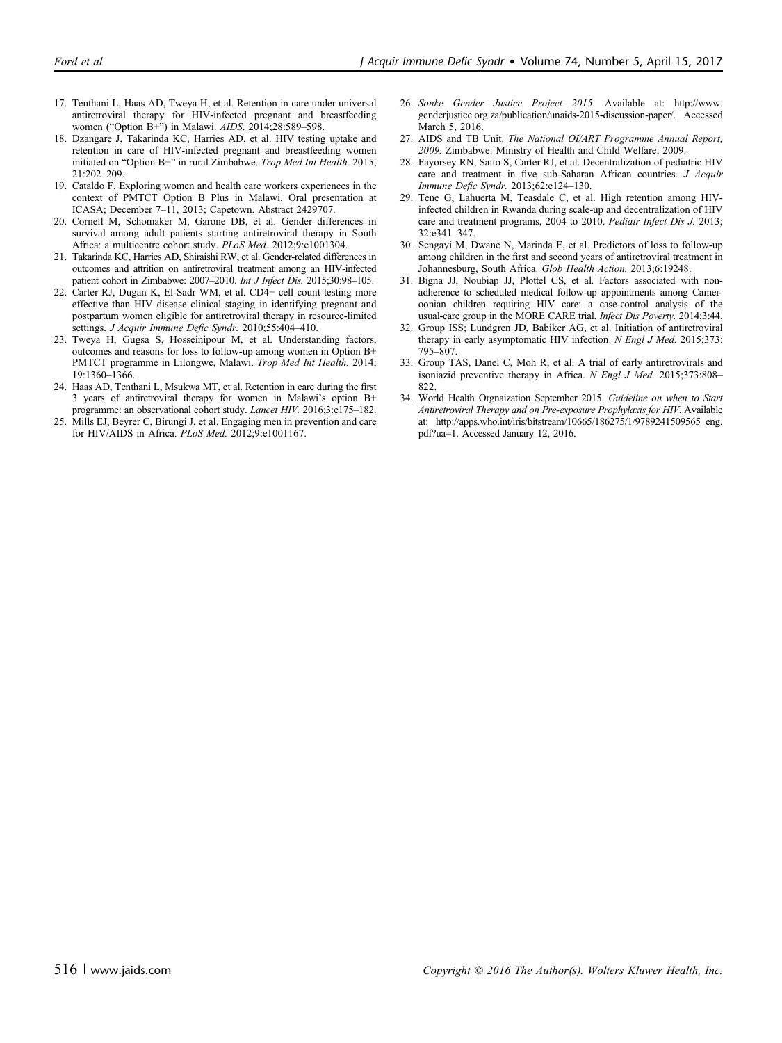17. Tenthani L, Haas AD, Tweya H, et al. Retention in care under universal antiretroviral therapy for HIV-infected pregnant and breastfeeding women ("Option B+") in Malawi. *AIDS*. 2014;28:589–598.
18. Dzangare J, Takarinda KC, Harries AD, et al. HIV testing uptake and retention in care of HIV-infected pregnant and breastfeeding women initiated on "Option B+" in rural Zimbabwe. *Trop Med Int Health*. 2015; 21:202–209.
19. Cataldo F. Exploring women and health care workers experiences in the context of PMTCT Option B Plus in Malawi. Oral presentation at ICASA; December 7–11, 2013; Capetown. Abstract 2429707.
20. Cornell M, Schomaker M, Garone DB, et al. Gender differences in survival among adult patients starting antiretroviral therapy in South Africa: a multicentre cohort study. *PLoS Med*. 2012;9:e1001304.
21. Takarinda KC, Harries AD, Shiraishi RW, et al. Gender-related differences in outcomes and attrition on antiretroviral treatment among an HIV-infected patient cohort in Zimbabwe: 2007–2010. *Int J Infect Dis*. 2015;30:98–105.
22. Carter RJ, Dugan K, El-Sadr WM, et al. CD4+ cell count testing more effective than HIV disease clinical staging in identifying pregnant and postpartum women eligible for antiretroviral therapy in resource-limited settings. *J Acquir Immune Defic Syndr*. 2010;55:404–410.
23. Tweya H, Gugsa S, Hosseinipour M, et al. Understanding factors, outcomes and reasons for loss to follow-up among women in Option B+ PMTCT programme in Lilongwe, Malawi. *Trop Med Int Health*. 2014; 19:1360–1366.
24. Haas AD, Tenthani L, Msukwa MT, et al. Retention in care during the first 3 years of antiretroviral therapy for women in Malawi's option B+ programme: an observational cohort study. *Lancet HIV*. 2016;3:e175–182.
25. Mills EJ, Beyrer C, Birungi J, et al. Engaging men in prevention and care for HIV/AIDS in Africa. *PLoS Med*. 2012;9:e1001167.
26. *Sonke Gender Justice Project 2015*. Available at: http://www.genderjustice.org.za/publication/unaids-2015-discussion-paper/. Accessed March 5, 2016.
27. AIDS and TB Unit. *The National OI/ART Programme Annual Report, 2009*. Zimbabwe: Ministry of Health and Child Welfare; 2009.
28. Fayorsey RN, Saito S, Carter RJ, et al. Decentralization of pediatric HIV care and treatment in five sub-Saharan African countries. *J Acquir Immune Defic Syndr*. 2013;62:e124–130.
29. Tene G, Lahuerta M, Teasdale C, et al. High retention among HIV-infected children in Rwanda during scale-up and decentralization of HIV care and treatment programs, 2004 to 2010. *Pediatr Infect Dis J*. 2013; 32:e341–347.
30. Sengayi M, Dwane N, Marinda E, et al. Predictors of loss to follow-up among children in the first and second years of antiretroviral treatment in Johannesburg, South Africa. *Glob Health Action*. 2013;6:19248.
31. Bigna JJ, Noubiap JJ, Plottel CS, et al. Factors associated with non-adherence to scheduled medical follow-up appointments among Cameroonian children requiring HIV care: a case-control analysis of the usual-care group in the MORE CARE trial. *Infect Dis Poverty*. 2014;3:44.
32. Group ISS; Lundgren JD, Babiker AG, et al. Initiation of antiretroviral therapy in early asymptomatic HIV infection. *N Engl J Med*. 2015;373: 795–807.
33. Group TAS, Danel C, Moh R, et al. A trial of early antiretrovirals and isoniazid preventive therapy in Africa. *N Engl J Med*. 2015;373:808–822.
34. World Health Orgnaization September 2015. *Guideline on when to Start Antiretroviral Therapy and on Pre-exposure Prophylaxis for HIV*. Available at: http://apps.who.int/iris/bitstream/10665/186275/1/9789241509565_eng.pdf?ua=1. Accessed January 12, 2016.